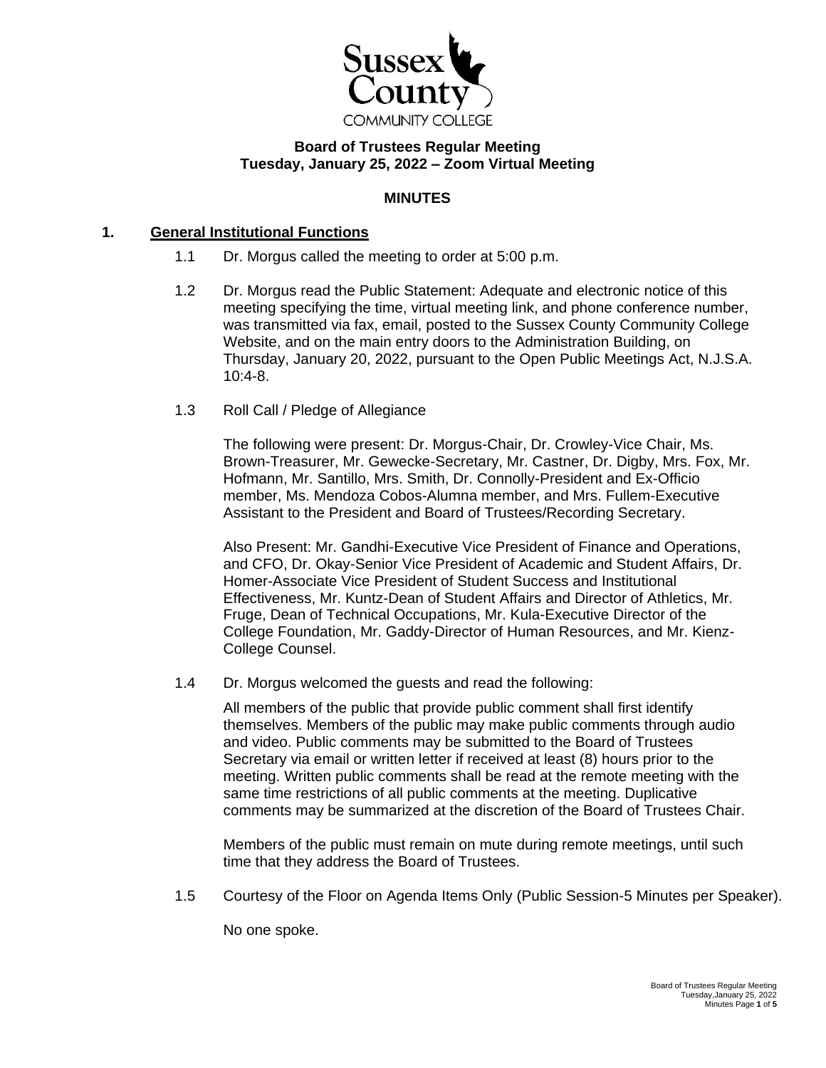Sussex County
COMMUNITY COLLEGE

**Board of Trustees Regular Meeting**
**Tuesday, January 25, 2022 – Zoom Virtual Meeting**

**MINUTES**

## 1. General Institutional Functions

1.1 Dr. Morgus called the meeting to order at 5:00 p.m.

1.2 Dr. Morgus read the Public Statement: Adequate and electronic notice of this meeting specifying the time, virtual meeting link, and phone conference number, was transmitted via fax, email, posted to the Sussex County Community College Website, and on the main entry doors to the Administration Building, on Thursday, January 20, 2022, pursuant to the Open Public Meetings Act, N.J.S.A. 10:4-8.

1.3 Roll Call / Pledge of Allegiance

The following were present: Dr. Morgus-Chair, Dr. Crowley-Vice Chair, Ms. Brown-Treasurer, Mr. Gewecke-Secretary, Mr. Castner, Dr. Digby, Mrs. Fox, Mr. Hofmann, Mr. Santillo, Mrs. Smith, Dr. Connolly-President and Ex-Officio member, Ms. Mendoza Cobos-Alumna member, and Mrs. Fullem-Executive Assistant to the President and Board of Trustees/Recording Secretary.

Also Present: Mr. Gandhi-Executive Vice President of Finance and Operations, and CFO, Dr. Okay-Senior Vice President of Academic and Student Affairs, Dr. Homer-Associate Vice President of Student Success and Institutional Effectiveness, Mr. Kuntz-Dean of Student Affairs and Director of Athletics, Mr. Fruge, Dean of Technical Occupations, Mr. Kula-Executive Director of the College Foundation, Mr. Gaddy-Director of Human Resources, and Mr. Kienz-College Counsel.

1.4 Dr. Morgus welcomed the guests and read the following:

All members of the public that provide public comment shall first identify themselves. Members of the public may make public comments through audio and video. Public comments may be submitted to the Board of Trustees Secretary via email or written letter if received at least (8) hours prior to the meeting. Written public comments shall be read at the remote meeting with the same time restrictions of all public comments at the meeting. Duplicative comments may be summarized at the discretion of the Board of Trustees Chair.

Members of the public must remain on mute during remote meetings, until such time that they address the Board of Trustees.

1.5 Courtesy of the Floor on Agenda Items Only (Public Session-5 Minutes per Speaker).

No one spoke.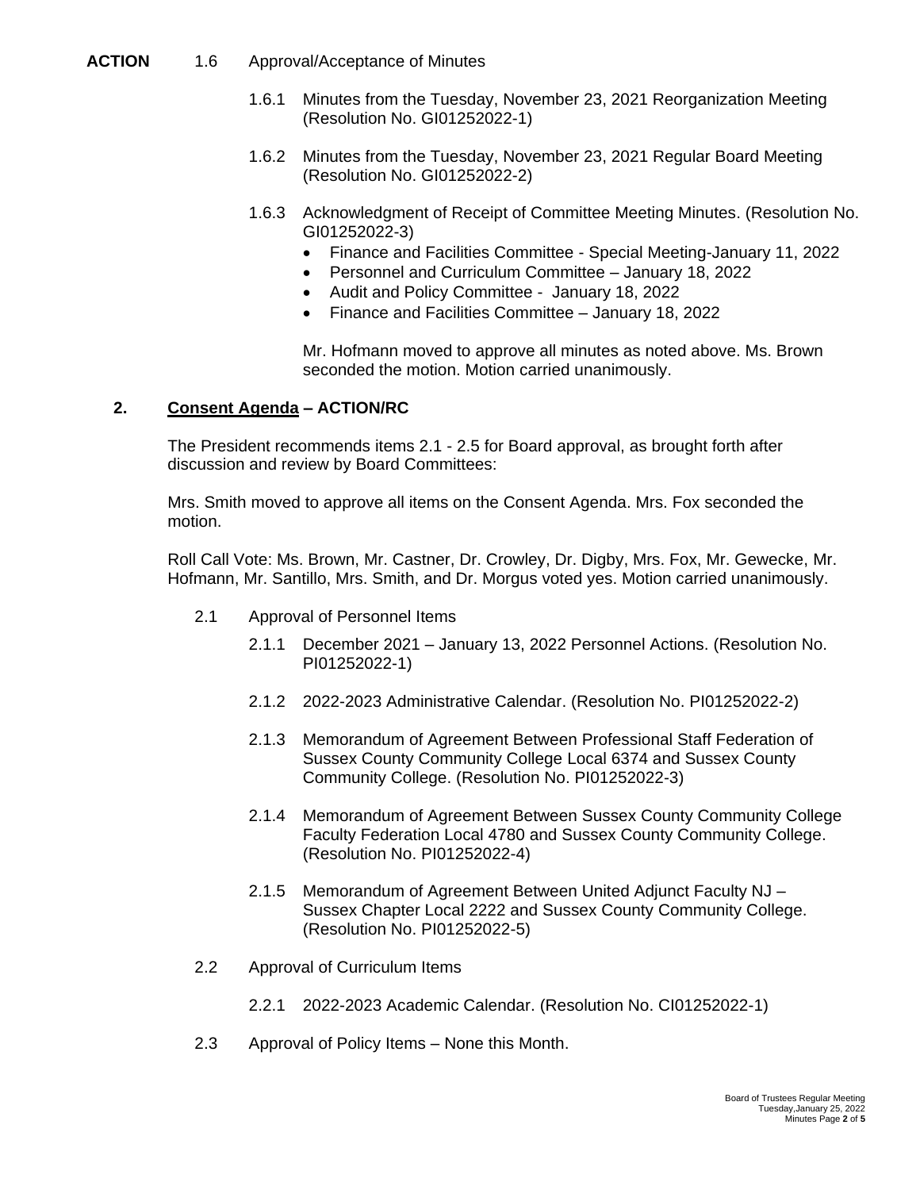**ACTION** 1.6 Approval/Acceptance of Minutes

1.6.1 Minutes from the Tuesday, November 23, 2021 Reorganization Meeting (Resolution No. GI01252022-1)

1.6.2 Minutes from the Tuesday, November 23, 2021 Regular Board Meeting (Resolution No. GI01252022-2)

1.6.3 Acknowledgment of Receipt of Committee Meeting Minutes. (Resolution No. GI01252022-3)

- Finance and Facilities Committee - Special Meeting-January 11, 2022
- Personnel and Curriculum Committee – January 18, 2022
- Audit and Policy Committee - January 18, 2022
- Finance and Facilities Committee – January 18, 2022

Mr. Hofmann moved to approve all minutes as noted above. Ms. Brown seconded the motion. Motion carried unanimously.

## 2. Consent Agenda – ACTION/RC

The President recommends items 2.1 - 2.5 for Board approval, as brought forth after discussion and review by Board Committees:

Mrs. Smith moved to approve all items on the Consent Agenda. Mrs. Fox seconded the motion.

Roll Call Vote: Ms. Brown, Mr. Castner, Dr. Crowley, Dr. Digby, Mrs. Fox, Mr. Gewecke, Mr. Hofmann, Mr. Santillo, Mrs. Smith, and Dr. Morgus voted yes. Motion carried unanimously.

2.1 Approval of Personnel Items

2.1.1 December 2021 – January 13, 2022 Personnel Actions. (Resolution No. PI01252022-1)

2.1.2 2022-2023 Administrative Calendar. (Resolution No. PI01252022-2)

2.1.3 Memorandum of Agreement Between Professional Staff Federation of Sussex County Community College Local 6374 and Sussex County Community College. (Resolution No. PI01252022-3)

2.1.4 Memorandum of Agreement Between Sussex County Community College Faculty Federation Local 4780 and Sussex County Community College. (Resolution No. PI01252022-4)

2.1.5 Memorandum of Agreement Between United Adjunct Faculty NJ – Sussex Chapter Local 2222 and Sussex County Community College. (Resolution No. PI01252022-5)

2.2 Approval of Curriculum Items

2.2.1 2022-2023 Academic Calendar. (Resolution No. CI01252022-1)

2.3 Approval of Policy Items – None this Month.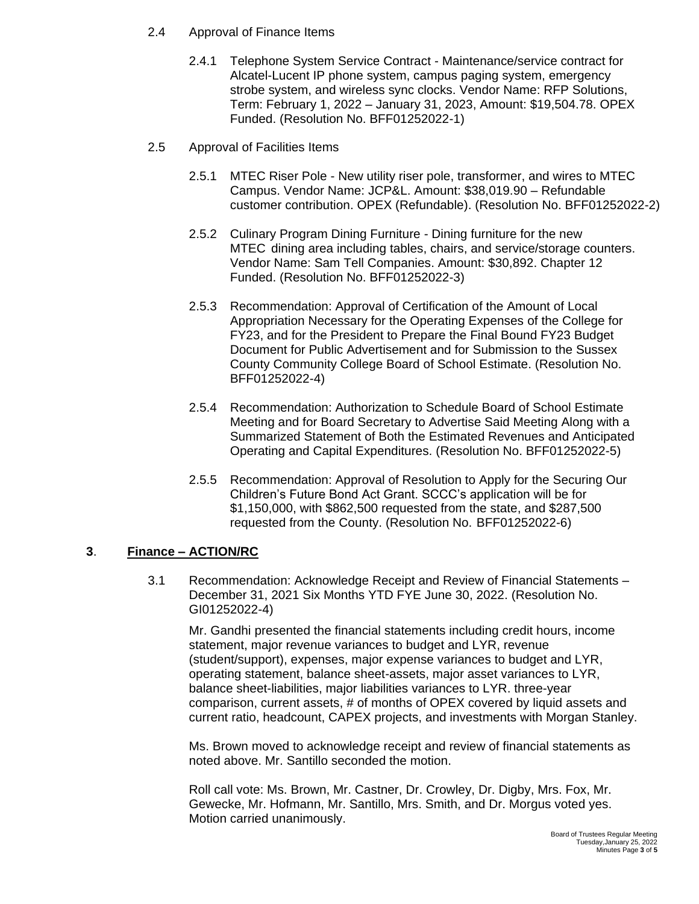2.4 Approval of Finance Items

2.4.1 Telephone System Service Contract - Maintenance/service contract for Alcatel-Lucent IP phone system, campus paging system, emergency strobe system, and wireless sync clocks. Vendor Name: RFP Solutions, Term: February 1, 2022 – January 31, 2023, Amount: $19,504.78. OPEX Funded. (Resolution No. BFF01252022-1)

2.5 Approval of Facilities Items

2.5.1 MTEC Riser Pole - New utility riser pole, transformer, and wires to MTEC Campus. Vendor Name: JCP&L. Amount: $38,019.90 – Refundable customer contribution. OPEX (Refundable). (Resolution No. BFF01252022-2)

2.5.2 Culinary Program Dining Furniture - Dining furniture for the new MTEC dining area including tables, chairs, and service/storage counters. Vendor Name: Sam Tell Companies. Amount: $30,892. Chapter 12 Funded. (Resolution No. BFF01252022-3)

2.5.3 Recommendation: Approval of Certification of the Amount of Local Appropriation Necessary for the Operating Expenses of the College for FY23, and for the President to Prepare the Final Bound FY23 Budget Document for Public Advertisement and for Submission to the Sussex County Community College Board of School Estimate. (Resolution No. BFF01252022-4)

2.5.4 Recommendation: Authorization to Schedule Board of School Estimate Meeting and for Board Secretary to Advertise Said Meeting Along with a Summarized Statement of Both the Estimated Revenues and Anticipated Operating and Capital Expenditures. (Resolution No. BFF01252022-5)

2.5.5 Recommendation: Approval of Resolution to Apply for the Securing Our Children's Future Bond Act Grant. SCCC's application will be for $1,150,000, with $862,500 requested from the state, and $287,500 requested from the County. (Resolution No. BFF01252022-6)

**3**. **Finance – ACTION/RC**

3.1 Recommendation: Acknowledge Receipt and Review of Financial Statements – December 31, 2021 Six Months YTD FYE June 30, 2022. (Resolution No. GI01252022-4)

Mr. Gandhi presented the financial statements including credit hours, income statement, major revenue variances to budget and LYR, revenue (student/support), expenses, major expense variances to budget and LYR, operating statement, balance sheet-assets, major asset variances to LYR, balance sheet-liabilities, major liabilities variances to LYR. three-year comparison, current assets, # of months of OPEX covered by liquid assets and current ratio, headcount, CAPEX projects, and investments with Morgan Stanley.

Ms. Brown moved to acknowledge receipt and review of financial statements as noted above. Mr. Santillo seconded the motion.

Roll call vote: Ms. Brown, Mr. Castner, Dr. Crowley, Dr. Digby, Mrs. Fox, Mr. Gewecke, Mr. Hofmann, Mr. Santillo, Mrs. Smith, and Dr. Morgus voted yes. Motion carried unanimously.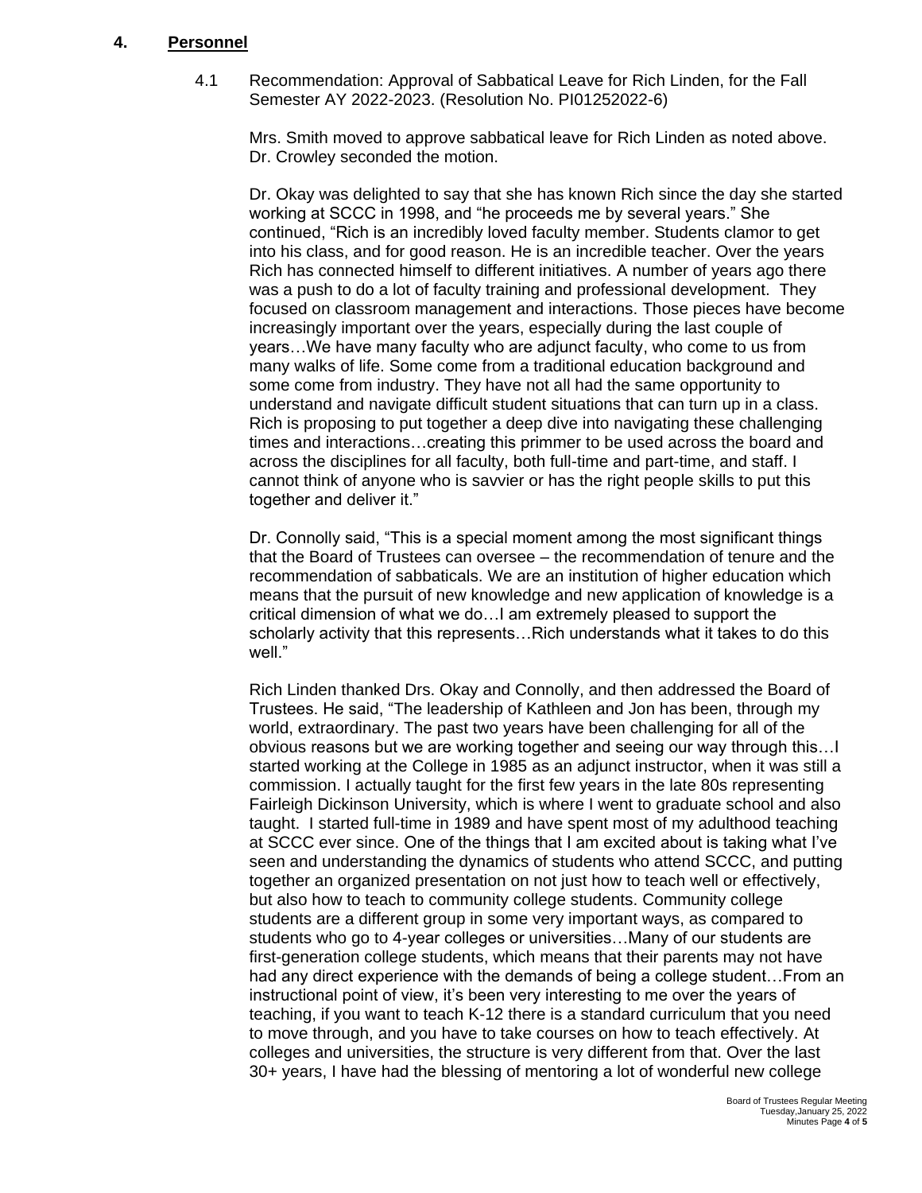## 4. Personnel

4.1 Recommendation: Approval of Sabbatical Leave for Rich Linden, for the Fall Semester AY 2022-2023. (Resolution No. PI01252022-6)

Mrs. Smith moved to approve sabbatical leave for Rich Linden as noted above. Dr. Crowley seconded the motion.

Dr. Okay was delighted to say that she has known Rich since the day she started working at SCCC in 1998, and "he proceeds me by several years." She continued, "Rich is an incredibly loved faculty member. Students clamor to get into his class, and for good reason. He is an incredible teacher. Over the years Rich has connected himself to different initiatives. A number of years ago there was a push to do a lot of faculty training and professional development. They focused on classroom management and interactions. Those pieces have become increasingly important over the years, especially during the last couple of years…We have many faculty who are adjunct faculty, who come to us from many walks of life. Some come from a traditional education background and some come from industry. They have not all had the same opportunity to understand and navigate difficult student situations that can turn up in a class. Rich is proposing to put together a deep dive into navigating these challenging times and interactions…creating this primmer to be used across the board and across the disciplines for all faculty, both full-time and part-time, and staff. I cannot think of anyone who is savvier or has the right people skills to put this together and deliver it."

Dr. Connolly said, "This is a special moment among the most significant things that the Board of Trustees can oversee – the recommendation of tenure and the recommendation of sabbaticals. We are an institution of higher education which means that the pursuit of new knowledge and new application of knowledge is a critical dimension of what we do…I am extremely pleased to support the scholarly activity that this represents…Rich understands what it takes to do this well."

Rich Linden thanked Drs. Okay and Connolly, and then addressed the Board of Trustees. He said, "The leadership of Kathleen and Jon has been, through my world, extraordinary. The past two years have been challenging for all of the obvious reasons but we are working together and seeing our way through this…I started working at the College in 1985 as an adjunct instructor, when it was still a commission. I actually taught for the first few years in the late 80s representing Fairleigh Dickinson University, which is where I went to graduate school and also taught. I started full-time in 1989 and have spent most of my adulthood teaching at SCCC ever since. One of the things that I am excited about is taking what I've seen and understanding the dynamics of students who attend SCCC, and putting together an organized presentation on not just how to teach well or effectively, but also how to teach to community college students. Community college students are a different group in some very important ways, as compared to students who go to 4-year colleges or universities…Many of our students are first-generation college students, which means that their parents may not have had any direct experience with the demands of being a college student…From an instructional point of view, it's been very interesting to me over the years of teaching, if you want to teach K-12 there is a standard curriculum that you need to move through, and you have to take courses on how to teach effectively. At colleges and universities, the structure is very different from that. Over the last 30+ years, I have had the blessing of mentoring a lot of wonderful new college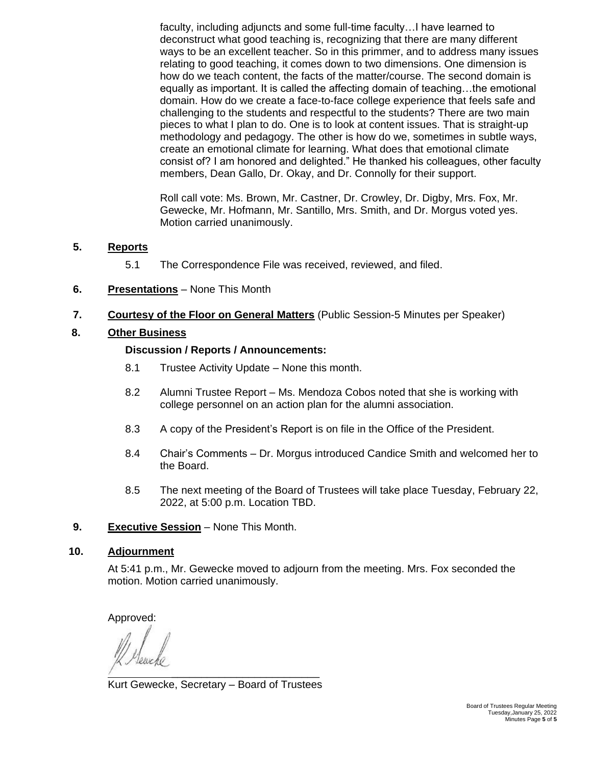faculty, including adjuncts and some full-time faculty…I have learned to deconstruct what good teaching is, recognizing that there are many different ways to be an excellent teacher. So in this primmer, and to address many issues relating to good teaching, it comes down to two dimensions. One dimension is how do we teach content, the facts of the matter/course. The second domain is equally as important. It is called the affecting domain of teaching…the emotional domain. How do we create a face-to-face college experience that feels safe and challenging to the students and respectful to the students? There are two main pieces to what I plan to do. One is to look at content issues. That is straight-up methodology and pedagogy. The other is how do we, sometimes in subtle ways, create an emotional climate for learning. What does that emotional climate consist of? I am honored and delighted." He thanked his colleagues, other faculty members, Dean Gallo, Dr. Okay, and Dr. Connolly for their support.

Roll call vote: Ms. Brown, Mr. Castner, Dr. Crowley, Dr. Digby, Mrs. Fox, Mr. Gewecke, Mr. Hofmann, Mr. Santillo, Mrs. Smith, and Dr. Morgus voted yes. Motion carried unanimously.

**5. Reports**

5.1 The Correspondence File was received, reviewed, and filed.

**6. Presentations** – None This Month

**7. Courtesy of the Floor on General Matters** (Public Session-5 Minutes per Speaker)

**8. Other Business**

**Discussion / Reports / Announcements:**

8.1 Trustee Activity Update – None this month.

8.2 Alumni Trustee Report – Ms. Mendoza Cobos noted that she is working with college personnel on an action plan for the alumni association.

8.3 A copy of the President's Report is on file in the Office of the President.

8.4 Chair's Comments – Dr. Morgus introduced Candice Smith and welcomed her to the Board.

8.5 The next meeting of the Board of Trustees will take place Tuesday, February 22, 2022, at 5:00 p.m. Location TBD.

**9. Executive Session** – None This Month.

**10. Adjournment**

At 5:41 p.m., Mr. Gewecke moved to adjourn from the meeting. Mrs. Fox seconded the motion. Motion carried unanimously.

Approved:

\_\_\_\_\_\_\_\_\_\_\_\_\_\_\_\_\_\_\_\_\_\_\_\_\_\_\_\_\_\_\_\_\_\_\_\_

Kurt Gewecke, Secretary – Board of Trustees